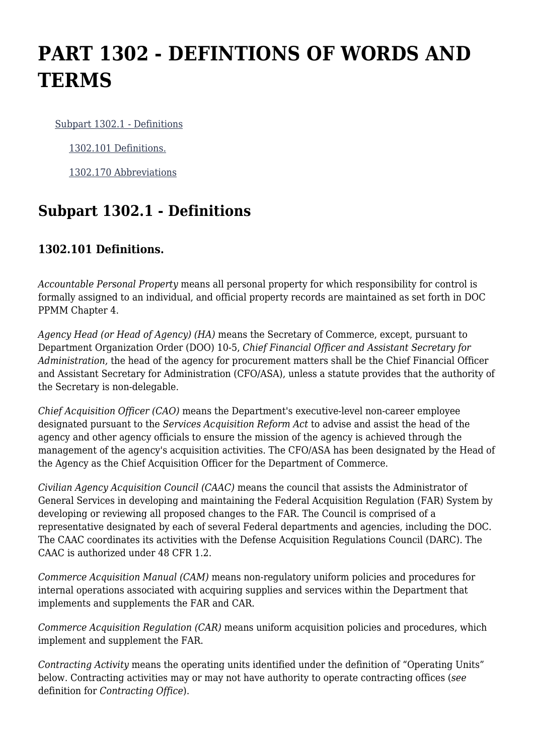# PART 1302 - DEFINTIONS OF WORDS AND TERMS

- Subpart 1302.1 - Definitions
  - 1302.101 Definitions.
  - 1302.170 Abbreviations

## Subpart 1302.1 - Definitions

### 1302.101 Definitions.

*Accountable Personal Property* means all personal property for which responsibility for control is formally assigned to an individual, and official property records are maintained as set forth in DOC PPMM Chapter 4.

*Agency Head (or Head of Agency) (HA)* means the Secretary of Commerce, except, pursuant to Department Organization Order (DOO) 10-5, *Chief Financial Officer and Assistant Secretary for Administration,* the head of the agency for procurement matters shall be the Chief Financial Officer and Assistant Secretary for Administration (CFO/ASA), unless a statute provides that the authority of the Secretary is non-delegable.

*Chief Acquisition Officer (CAO)* means the Department's executive-level non-career employee designated pursuant to the *Services Acquisition Reform Act* to advise and assist the head of the agency and other agency officials to ensure the mission of the agency is achieved through the management of the agency's acquisition activities. The CFO/ASA has been designated by the Head of the Agency as the Chief Acquisition Officer for the Department of Commerce.

*Civilian Agency Acquisition Council (CAAC)* means the council that assists the Administrator of General Services in developing and maintaining the Federal Acquisition Regulation (FAR) System by developing or reviewing all proposed changes to the FAR. The Council is comprised of a representative designated by each of several Federal departments and agencies, including the DOC. The CAAC coordinates its activities with the Defense Acquisition Regulations Council (DARC). The CAAC is authorized under 48 CFR 1.2.

*Commerce Acquisition Manual (CAM)* means non-regulatory uniform policies and procedures for internal operations associated with acquiring supplies and services within the Department that implements and supplements the FAR and CAR.

*Commerce Acquisition Regulation (CAR)* means uniform acquisition policies and procedures, which implement and supplement the FAR.

*Contracting Activity* means the operating units identified under the definition of "Operating Units" below. Contracting activities may or may not have authority to operate contracting offices (*see* definition for *Contracting Office*).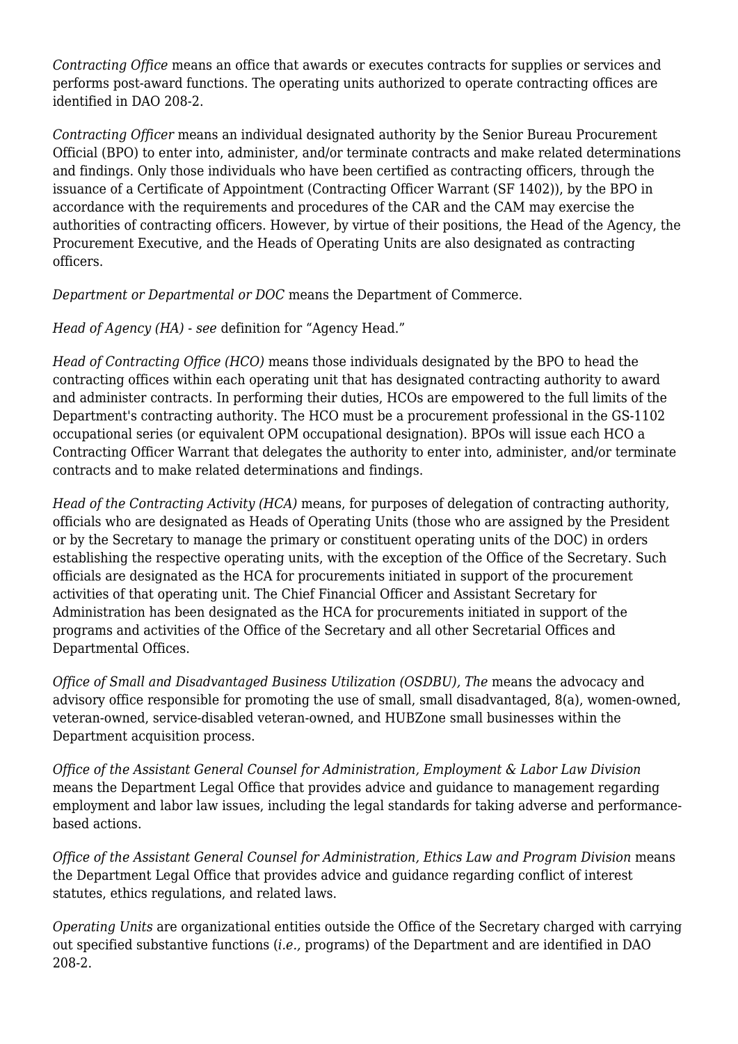*Contracting Office* means an office that awards or executes contracts for supplies or services and performs post-award functions. The operating units authorized to operate contracting offices are identified in DAO 208-2.

*Contracting Officer* means an individual designated authority by the Senior Bureau Procurement Official (BPO) to enter into, administer, and/or terminate contracts and make related determinations and findings. Only those individuals who have been certified as contracting officers, through the issuance of a Certificate of Appointment (Contracting Officer Warrant (SF 1402)), by the BPO in accordance with the requirements and procedures of the CAR and the CAM may exercise the authorities of contracting officers. However, by virtue of their positions, the Head of the Agency, the Procurement Executive, and the Heads of Operating Units are also designated as contracting officers.

*Department or Departmental or DOC* means the Department of Commerce.

*Head of Agency (HA) - see* definition for "Agency Head."

*Head of Contracting Office (HCO)* means those individuals designated by the BPO to head the contracting offices within each operating unit that has designated contracting authority to award and administer contracts. In performing their duties, HCOs are empowered to the full limits of the Department's contracting authority. The HCO must be a procurement professional in the GS-1102 occupational series (or equivalent OPM occupational designation). BPOs will issue each HCO a Contracting Officer Warrant that delegates the authority to enter into, administer, and/or terminate contracts and to make related determinations and findings.

*Head of the Contracting Activity (HCA)* means, for purposes of delegation of contracting authority, officials who are designated as Heads of Operating Units (those who are assigned by the President or by the Secretary to manage the primary or constituent operating units of the DOC) in orders establishing the respective operating units, with the exception of the Office of the Secretary. Such officials are designated as the HCA for procurements initiated in support of the procurement activities of that operating unit. The Chief Financial Officer and Assistant Secretary for Administration has been designated as the HCA for procurements initiated in support of the programs and activities of the Office of the Secretary and all other Secretarial Offices and Departmental Offices.

*Office of Small and Disadvantaged Business Utilization (OSDBU), The* means the advocacy and advisory office responsible for promoting the use of small, small disadvantaged, 8(a), women-owned, veteran-owned, service-disabled veteran-owned, and HUBZone small businesses within the Department acquisition process.

*Office of the Assistant General Counsel for Administration, Employment & Labor Law Division* means the Department Legal Office that provides advice and guidance to management regarding employment and labor law issues, including the legal standards for taking adverse and performance-based actions.

*Office of the Assistant General Counsel for Administration, Ethics Law and Program Division* means the Department Legal Office that provides advice and guidance regarding conflict of interest statutes, ethics regulations, and related laws.

*Operating Units* are organizational entities outside the Office of the Secretary charged with carrying out specified substantive functions (*i.e.*, programs) of the Department and are identified in DAO 208-2.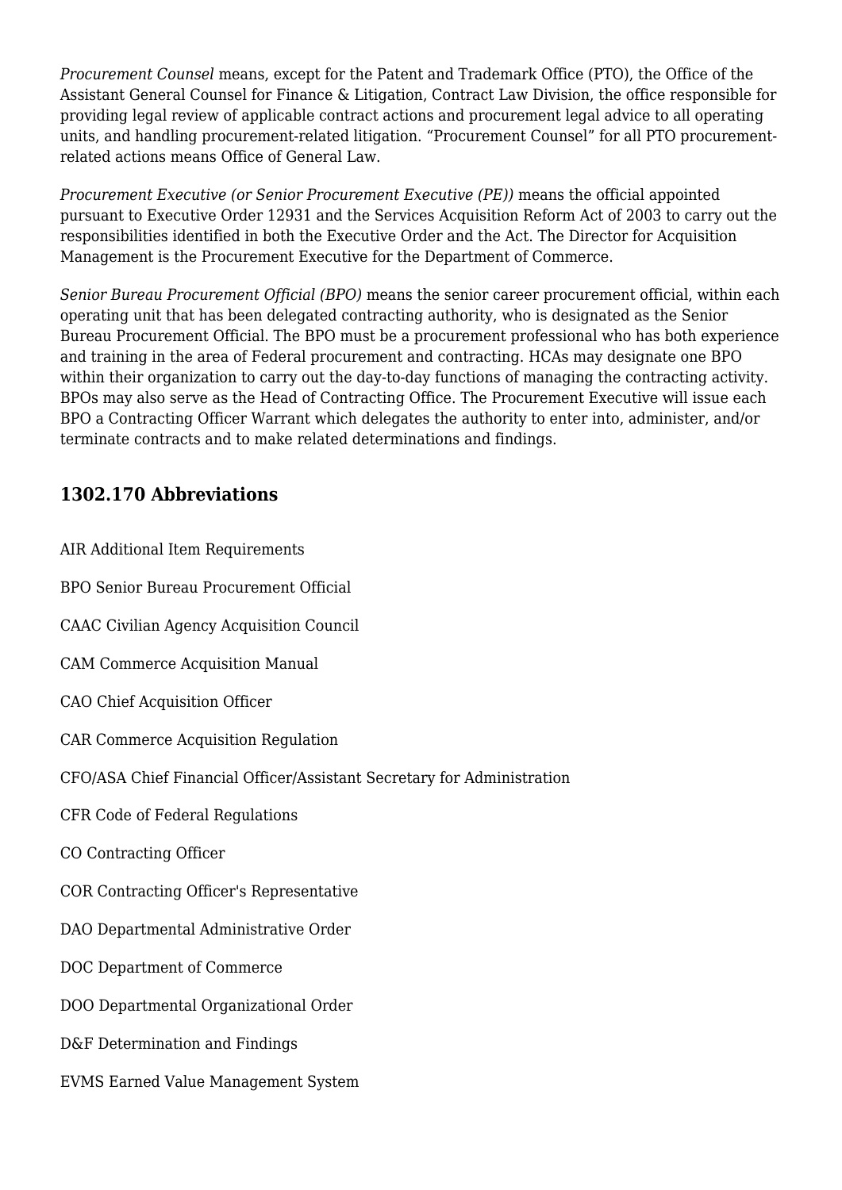*Procurement Counsel* means, except for the Patent and Trademark Office (PTO), the Office of the Assistant General Counsel for Finance & Litigation, Contract Law Division, the office responsible for providing legal review of applicable contract actions and procurement legal advice to all operating units, and handling procurement-related litigation. “Procurement Counsel” for all PTO procurement-related actions means Office of General Law.

*Procurement Executive (or Senior Procurement Executive (PE))* means the official appointed pursuant to Executive Order 12931 and the Services Acquisition Reform Act of 2003 to carry out the responsibilities identified in both the Executive Order and the Act. The Director for Acquisition Management is the Procurement Executive for the Department of Commerce.

*Senior Bureau Procurement Official (BPO)* means the senior career procurement official, within each operating unit that has been delegated contracting authority, who is designated as the Senior Bureau Procurement Official. The BPO must be a procurement professional who has both experience and training in the area of Federal procurement and contracting. HCAs may designate one BPO within their organization to carry out the day-to-day functions of managing the contracting activity. BPOs may also serve as the Head of Contracting Office. The Procurement Executive will issue each BPO a Contracting Officer Warrant which delegates the authority to enter into, administer, and/or terminate contracts and to make related determinations and findings.

## 1302.170 Abbreviations

AIR Additional Item Requirements

BPO Senior Bureau Procurement Official

CAAC Civilian Agency Acquisition Council

CAM Commerce Acquisition Manual

CAO Chief Acquisition Officer

CAR Commerce Acquisition Regulation

CFO/ASA Chief Financial Officer/Assistant Secretary for Administration

CFR Code of Federal Regulations

CO Contracting Officer

COR Contracting Officer's Representative

DAO Departmental Administrative Order

DOC Department of Commerce

DOO Departmental Organizational Order

D&F Determination and Findings

EVMS Earned Value Management System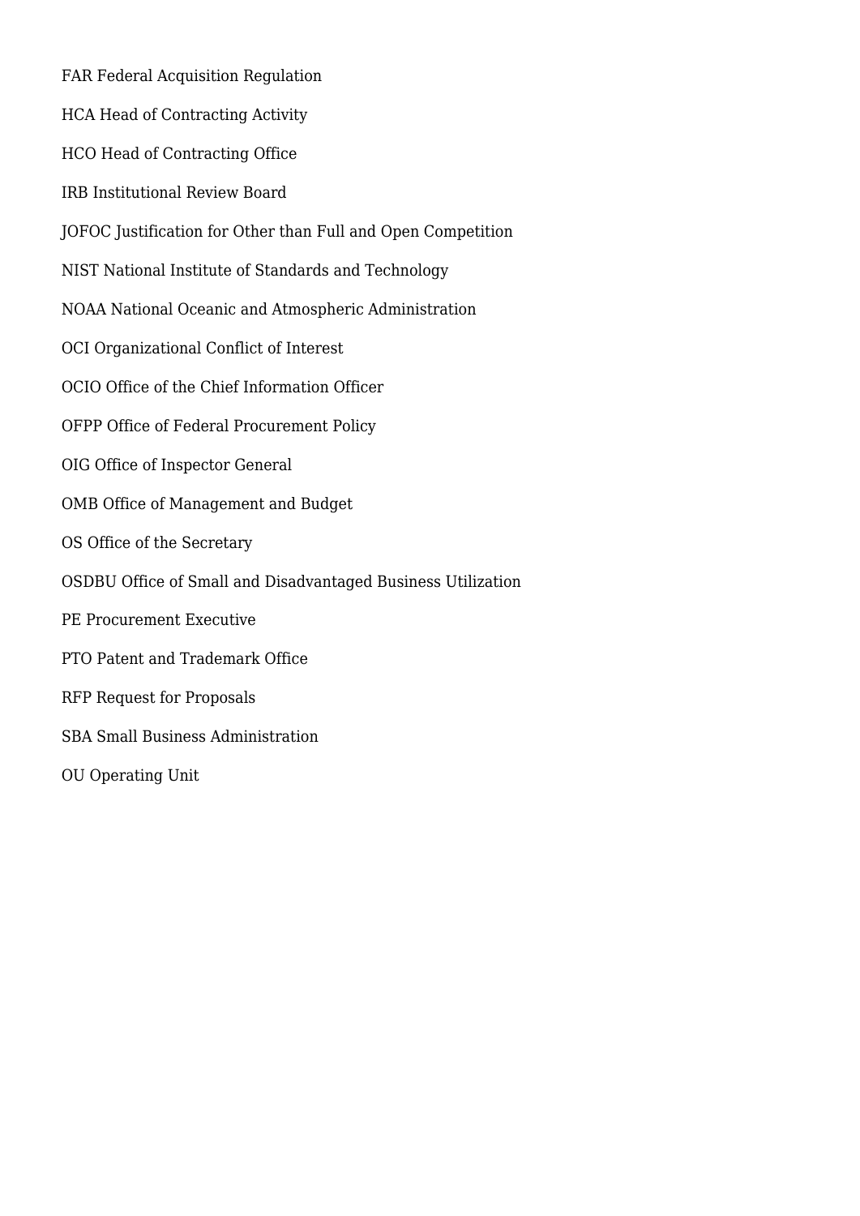FAR Federal Acquisition Regulation

HCA Head of Contracting Activity

HCO Head of Contracting Office

IRB Institutional Review Board

JOFOC Justification for Other than Full and Open Competition

NIST National Institute of Standards and Technology

NOAA National Oceanic and Atmospheric Administration

OCI Organizational Conflict of Interest

OCIO Office of the Chief Information Officer

OFPP Office of Federal Procurement Policy

OIG Office of Inspector General

OMB Office of Management and Budget

OS Office of the Secretary

OSDBU Office of Small and Disadvantaged Business Utilization

PE Procurement Executive

PTO Patent and Trademark Office

RFP Request for Proposals

SBA Small Business Administration

OU Operating Unit